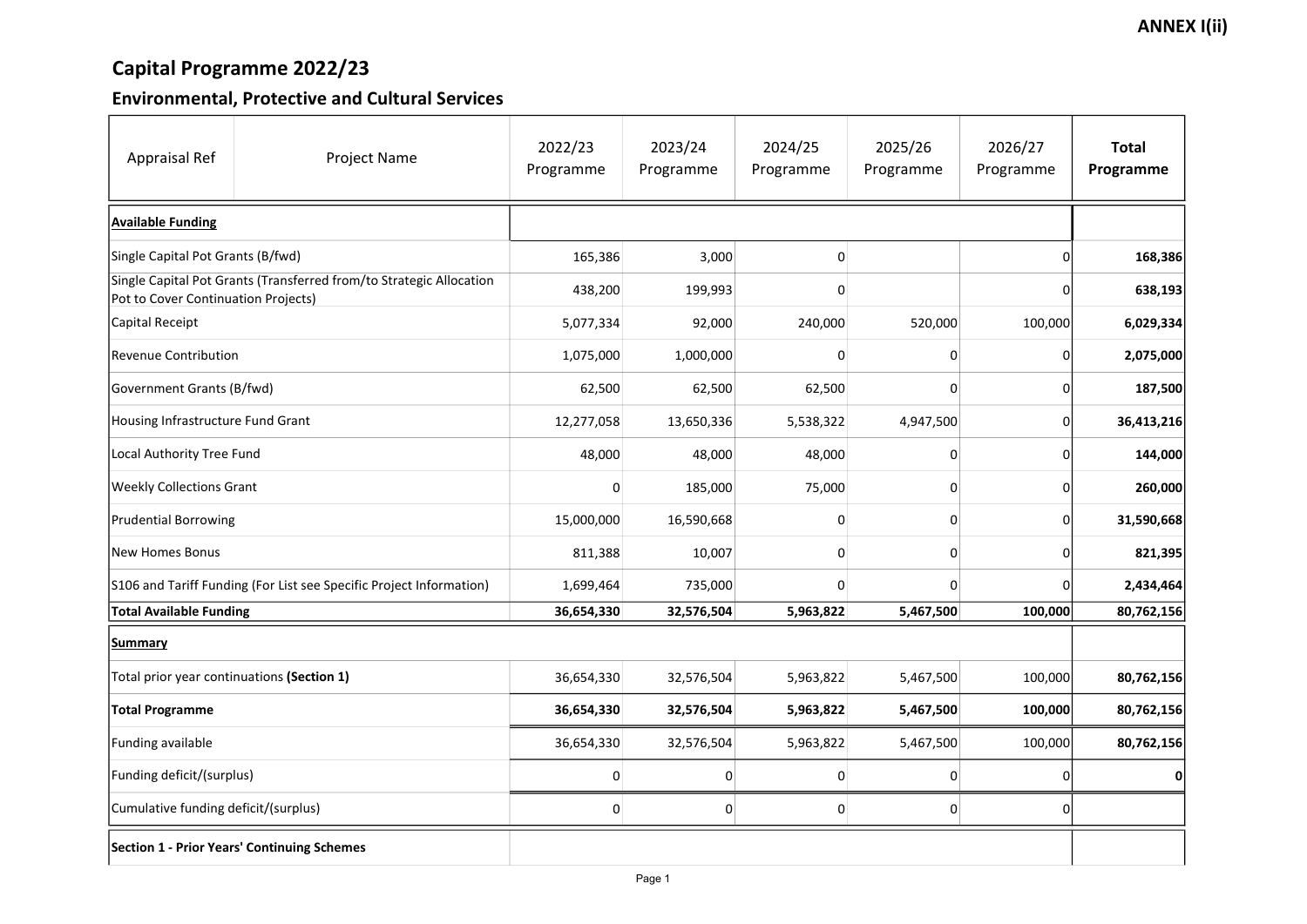**ANNEX I(ii)**

# Capital Programme 2022/23

## Environmental, Protective and Cultural Services

| Appraisal Ref | Project Name | 2022/23 Programme | 2023/24 Programme | 2024/25 Programme | 2025/26 Programme | 2026/27 Programme | Total Programme |
|---|---|---|---|---|---|---|---|
| **Available Funding** | | | | | | | |
| Single Capital Pot Grants (B/fwd) | | 165,386 | 3,000 | 0 | | 0 | **168,386** |
| Single Capital Pot Grants (Transferred from/to Strategic Allocation Pot to Cover Continuation Projects) | | 438,200 | 199,993 | 0 | | 0 | **638,193** |
| Capital Receipt | | 5,077,334 | 92,000 | 240,000 | 520,000 | 100,000 | **6,029,334** |
| Revenue Contribution | | 1,075,000 | 1,000,000 | 0 | 0 | 0 | **2,075,000** |
| Government Grants (B/fwd) | | 62,500 | 62,500 | 62,500 | 0 | 0 | **187,500** |
| Housing Infrastructure Fund Grant | | 12,277,058 | 13,650,336 | 5,538,322 | 4,947,500 | 0 | **36,413,216** |
| Local Authority Tree Fund | | 48,000 | 48,000 | 48,000 | 0 | 0 | **144,000** |
| Weekly Collections Grant | | 0 | 185,000 | 75,000 | 0 | 0 | **260,000** |
| Prudential Borrowing | | 15,000,000 | 16,590,668 | 0 | 0 | 0 | **31,590,668** |
| New Homes Bonus | | 811,388 | 10,007 | 0 | 0 | 0 | **821,395** |
| S106 and Tariff Funding (For List see Specific Project Information) | | 1,699,464 | 735,000 | 0 | 0 | 0 | **2,434,464** |
| **Total Available Funding** | | **36,654,330** | **32,576,504** | **5,963,822** | **5,467,500** | **100,000** | **80,762,156** |
| **Summary** | | | | | | | |
| Total prior year continuations **(Section 1)** | | 36,654,330 | 32,576,504 | 5,963,822 | 5,467,500 | 100,000 | **80,762,156** |
| **Total Programme** | | **36,654,330** | **32,576,504** | **5,963,822** | **5,467,500** | **100,000** | **80,762,156** |
| Funding available | | 36,654,330 | 32,576,504 | 5,963,822 | 5,467,500 | 100,000 | **80,762,156** |
| Funding deficit/(surplus) | | 0 | 0 | 0 | 0 | 0 | **0** |
| Cumulative funding deficit/(surplus) | | 0 | 0 | 0 | 0 | 0 | |
| **Section 1 - Prior Years' Continuing Schemes** | | | | | | | |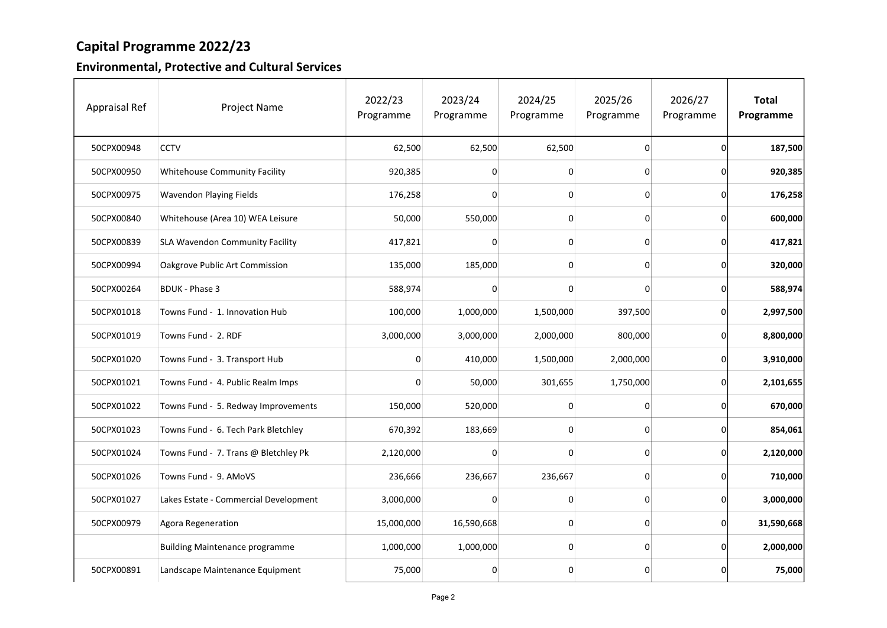# Capital Programme 2022/23

## Environmental, Protective and Cultural Services

| Appraisal Ref | Project Name | 2022/23 Programme | 2023/24 Programme | 2024/25 Programme | 2025/26 Programme | 2026/27 Programme | **Total Programme** |
|---|---|---|---|---|---|---|---|
| 50CPX00948 | CCTV | 62,500 | 62,500 | 62,500 | 0 | 0 | **187,500** |
| 50CPX00950 | Whitehouse Community Facility | 920,385 | 0 | 0 | 0 | 0 | **920,385** |
| 50CPX00975 | Wavendon Playing Fields | 176,258 | 0 | 0 | 0 | 0 | **176,258** |
| 50CPX00840 | Whitehouse (Area 10) WEA Leisure | 50,000 | 550,000 | 0 | 0 | 0 | **600,000** |
| 50CPX00839 | SLA Wavendon Community Facility | 417,821 | 0 | 0 | 0 | 0 | **417,821** |
| 50CPX00994 | Oakgrove Public Art Commission | 135,000 | 185,000 | 0 | 0 | 0 | **320,000** |
| 50CPX00264 | BDUK - Phase 3 | 588,974 | 0 | 0 | 0 | 0 | **588,974** |
| 50CPX01018 | Towns Fund - 1. Innovation Hub | 100,000 | 1,000,000 | 1,500,000 | 397,500 | 0 | **2,997,500** |
| 50CPX01019 | Towns Fund - 2. RDF | 3,000,000 | 3,000,000 | 2,000,000 | 800,000 | 0 | **8,800,000** |
| 50CPX01020 | Towns Fund - 3. Transport Hub | 0 | 410,000 | 1,500,000 | 2,000,000 | 0 | **3,910,000** |
| 50CPX01021 | Towns Fund - 4. Public Realm Imps | 0 | 50,000 | 301,655 | 1,750,000 | 0 | **2,101,655** |
| 50CPX01022 | Towns Fund - 5. Redway Improvements | 150,000 | 520,000 | 0 | 0 | 0 | **670,000** |
| 50CPX01023 | Towns Fund - 6. Tech Park Bletchley | 670,392 | 183,669 | 0 | 0 | 0 | **854,061** |
| 50CPX01024 | Towns Fund - 7. Trans @ Bletchley Pk | 2,120,000 | 0 | 0 | 0 | 0 | **2,120,000** |
| 50CPX01026 | Towns Fund - 9. AMoVS | 236,666 | 236,667 | 236,667 | 0 | 0 | **710,000** |
| 50CPX01027 | Lakes Estate - Commercial Development | 3,000,000 | 0 | 0 | 0 | 0 | **3,000,000** |
| 50CPX00979 | Agora Regeneration | 15,000,000 | 16,590,668 | 0 | 0 | 0 | **31,590,668** |
| | Building Maintenance programme | 1,000,000 | 1,000,000 | 0 | 0 | 0 | **2,000,000** |
| 50CPX00891 | Landscape Maintenance Equipment | 75,000 | 0 | 0 | 0 | 0 | **75,000** |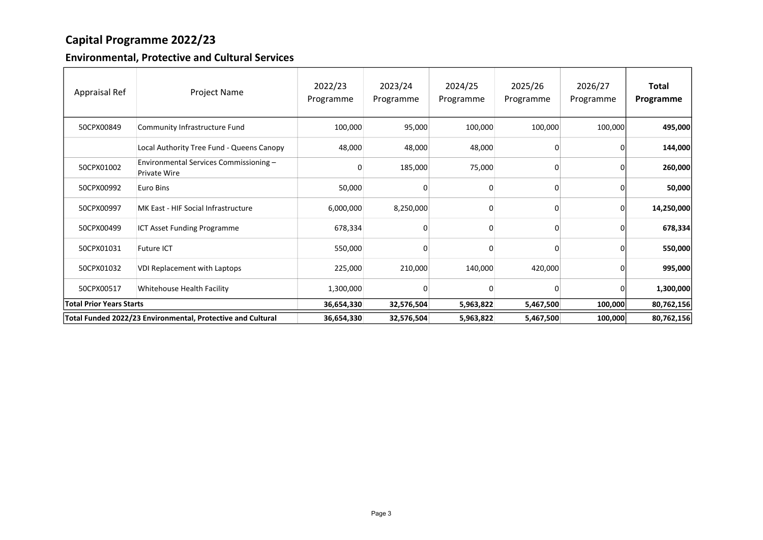# Capital Programme 2022/23

## Environmental, Protective and Cultural Services

| Appraisal Ref | Project Name | 2022/23 Programme | 2023/24 Programme | 2024/25 Programme | 2025/26 Programme | 2026/27 Programme | **Total Programme** |
|---|---|---|---|---|---|---|---|
| 50CPX00849 | Community Infrastructure Fund | 100,000 | 95,000 | 100,000 | 100,000 | 100,000 | **495,000** |
| | Local Authority Tree Fund - Queens Canopy | 48,000 | 48,000 | 48,000 | 0 | 0 | **144,000** |
| 50CPX01002 | Environmental Services Commissioning – Private Wire | 0 | 185,000 | 75,000 | 0 | 0 | **260,000** |
| 50CPX00992 | Euro Bins | 50,000 | 0 | 0 | 0 | 0 | **50,000** |
| 50CPX00997 | MK East - HIF Social Infrastructure | 6,000,000 | 8,250,000 | 0 | 0 | 0 | **14,250,000** |
| 50CPX00499 | ICT Asset Funding Programme | 678,334 | 0 | 0 | 0 | 0 | **678,334** |
| 50CPX01031 | Future ICT | 550,000 | 0 | 0 | 0 | 0 | **550,000** |
| 50CPX01032 | VDI Replacement with Laptops | 225,000 | 210,000 | 140,000 | 420,000 | 0 | **995,000** |
| 50CPX00517 | Whitehouse Health Facility | 1,300,000 | 0 | 0 | 0 | 0 | **1,300,000** |
| **Total Prior Years Starts** | | **36,654,330** | **32,576,504** | **5,963,822** | **5,467,500** | **100,000** | **80,762,156** |
| **Total Funded 2022/23 Environmental, Protective and Cultural** | | **36,654,330** | **32,576,504** | **5,963,822** | **5,467,500** | **100,000** | **80,762,156** |